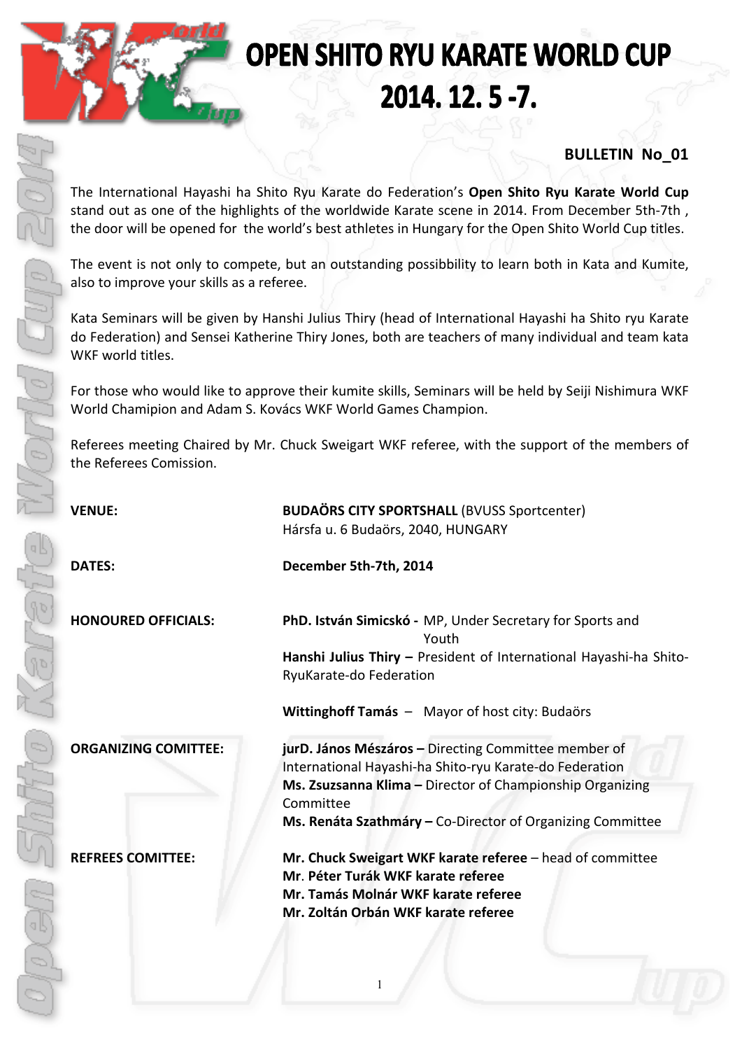# OPEN SHITO RYU KARATE WORLD CUP
# 2014. 12. 5 -7.

**BULLETIN No_01**

The International Hayashi ha Shito Ryu Karate do Federation's **Open Shito Ryu Karate World Cup** stand out as one of the highlights of the worldwide Karate scene in 2014. From December 5th-7th , the door will be opened for the world's best athletes in Hungary for the Open Shito World Cup titles.

The event is not only to compete, but an outstanding possibbility to learn both in Kata and Kumite, also to improve your skills as a referee.

Kata Seminars will be given by Hanshi Julius Thiry (head of International Hayashi ha Shito ryu Karate do Federation) and Sensei Katherine Thiry Jones, both are teachers of many individual and team kata WKF world titles.

For those who would like to approve their kumite skills, Seminars will be held by Seiji Nishimura WKF World Chamipion and Adam S. Kovács WKF World Games Champion.

Referees meeting Chaired by Mr. Chuck Sweigart WKF referee, with the support of the members of the Referees Comission.

**VENUE:** **BUDAÖRS CITY SPORTSHALL** (BVUSS Sportcenter)
Hársfa u. 6 Budaörs, 2040, HUNGARY

**DATES:** **December 5th-7th, 2014**

**HONOURED OFFICIALS:**

**PhD. István Simicskó -** MP, Under Secretary for Sports and Youth
**Hanshi Julius Thiry –** President of International Hayashi-ha Shito-RyuKarate-do Federation

**Wittinghoff Tamás** – Mayor of host city: Budaörs

**ORGANIZING COMITTEE:**

**jurD. János Mészáros –** Directing Committee member of International Hayashi-ha Shito-ryu Karate-do Federation
**Ms. Zsuzsanna Klima –** Director of Championship Organizing Committee
**Ms. Renáta Szathmáry –** Co-Director of Organizing Committee

**REFREES COMITTEE:**

**Mr. Chuck Sweigart WKF karate referee** – head of committee
**Mr. Péter Turák WKF karate referee**
**Mr. Tamás Molnár WKF karate referee**
**Mr. Zoltán Orbán WKF karate referee**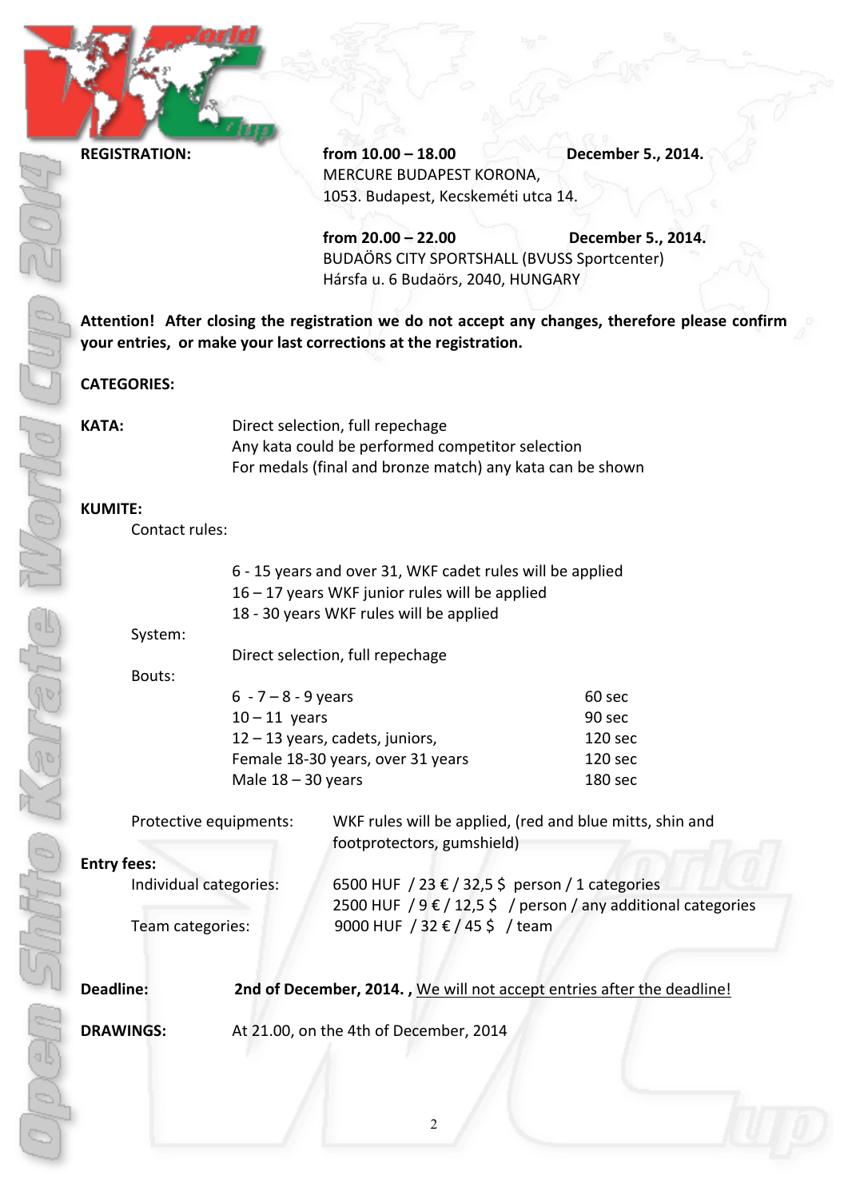**REGISTRATION:** **from 10.00 – 18.00** **December 5., 2014.**
MERCURE BUDAPEST KORONA,
1053. Budapest, Kecskeméti utca 14.

**from 20.00 – 22.00** **December 5., 2014.**
BUDAÖRS CITY SPORTSHALL (BVUSS Sportcenter)
Hársfa u. 6 Budaörs, 2040, HUNGARY

**Attention! After closing the registration we do not accept any changes, therefore please confirm your entries, or make your last corrections at the registration.**

**CATEGORIES:**

**KATA:** Direct selection, full repechage
Any kata could be performed competitor selection
For medals (final and bronze match) any kata can be shown

**KUMITE:**

Contact rules:

6 - 15 years and over 31, WKF cadet rules will be applied
16 – 17 years WKF junior rules will be applied
18 - 30 years WKF rules will be applied

System:

Direct selection, full repechage

Bouts:

| | |
|---|---|
| 6 - 7 – 8 - 9 years | 60 sec |
| 10 – 11 years | 90 sec |
| 12 – 13 years, cadets, juniors, | 120 sec |
| Female 18-30 years, over 31 years | 120 sec |
| Male 18 – 30 years | 180 sec |

Protective equipments: WKF rules will be applied, (red and blue mitts, shin and footprotectors, gumshield)

**Entry fees:**

Individual categories: 6500 HUF / 23 € / 32,5 $ person / 1 categories
2500 HUF / 9 € / 12,5 $ / person / any additional categories

Team categories: 9000 HUF / 32 € / 45 $ / team

**Deadline:** **2nd of December, 2014. ,** <u>We will not accept entries after the deadline!</u>

**DRAWINGS:** At 21.00, on the 4th of December, 2014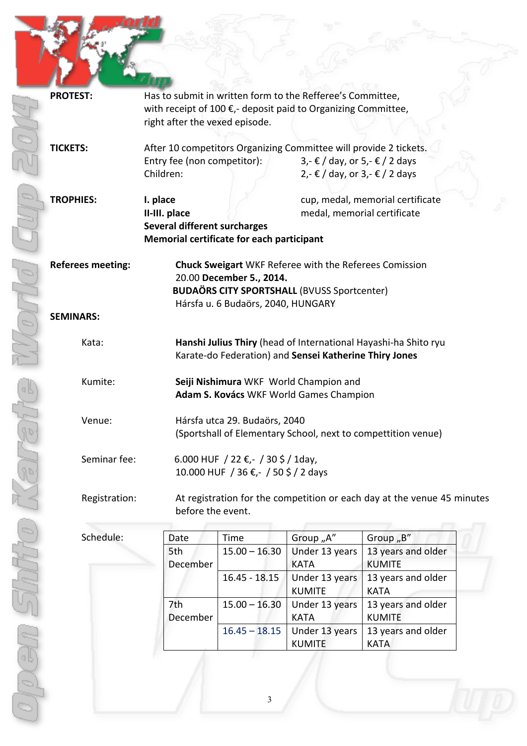**PROTEST:** Has to submit in written form to the Refferee's Committee, with receipt of 100 €,- deposit paid to Organizing Committee, right after the vexed episode.

**TICKETS:** After 10 competitors Organizing Committee will provide 2 tickets.

| | |
|---|---|
| Entry fee (non competitor): | 3,- € / day, or 5,- € / 2 days |
| Children: | 2,- € / day, or 3,- € / 2 days |

**TROPHIES:**

| | |
|---|---|
| **I. place** | cup, medal, memorial certificate |
| **II-III. place** | medal, memorial certificate |

**Several different surcharges**
**Memorial certificate for each participant**

**Referees meeting:** **Chuck Sweigart** WKF Referee with the Referees Comission
20.00 **December 5., 2014.**
**BUDAÖRS CITY SPORTSHALL** (BVUSS Sportcenter)
Hársfa u. 6 Budaörs, 2040, HUNGARY

**SEMINARS:**

Kata: **Hanshi Julius Thiry** (head of International Hayashi-ha Shito ryu Karate-do Federation) and **Sensei Katherine Thiry Jones**

Kumite: **Seiji Nishimura** WKF World Champion and
**Adam S. Kovács** WKF World Games Champion

Venue: Hársfa utca 29. Budaörs, 2040
(Sportshall of Elementary School, next to compettition venue)

Seminar fee: 6.000 HUF / 22 €,- / 30 $ / 1day,
10.000 HUF / 36 €,- / 50 $ / 2 days

Registration: At registration for the competition or each day at the venue 45 minutes before the event.

Schedule:

| Date | Time | Group „A" | Group „B" |
|---|---|---|---|
| 5th December | 15.00 – 16.30 | Under 13 years KATA | 13 years and older KUMITE |
| | 16.45 - 18.15 | Under 13 years KUMITE | 13 years and older KATA |
| 7th December | 15.00 – 16.30 | Under 13 years KATA | 13 years and older KUMITE |
| | 16.45 – 18.15 | Under 13 years KUMITE | 13 years and older KATA |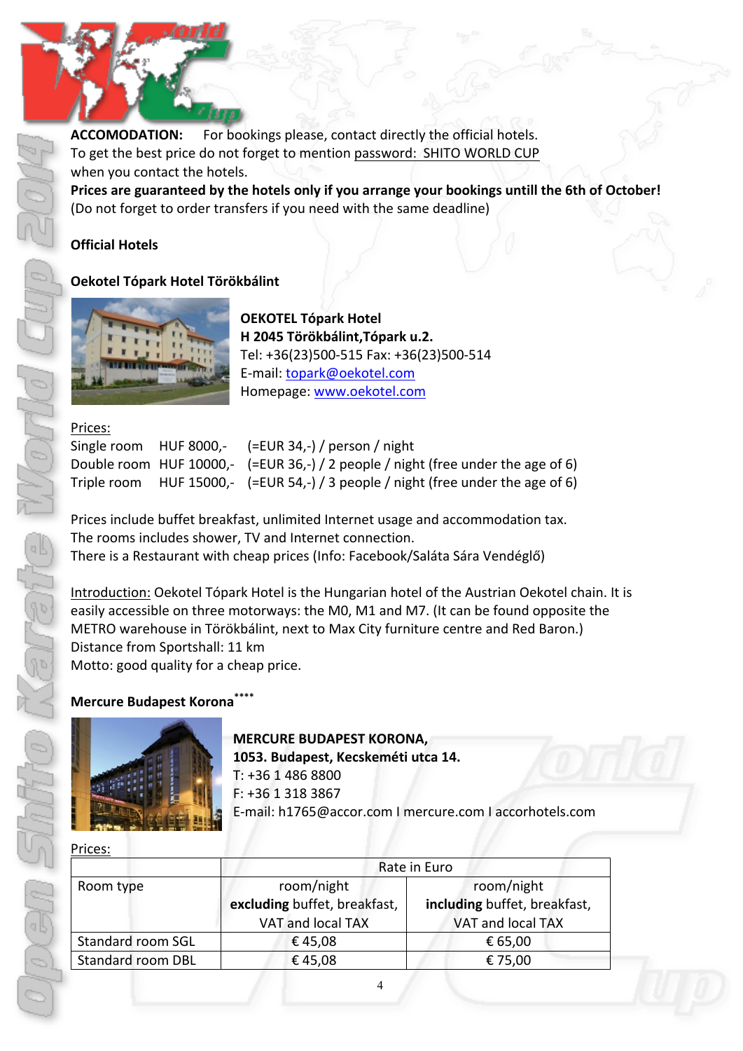**ACCOMODATION:** For bookings please, contact directly the official hotels.
To get the best price do not forget to mention password: SHITO WORLD CUP when you contact the hotels.
**Prices are guaranteed by the hotels only if you arrange your bookings untill the 6th of October!**
(Do not forget to order transfers if you need with the same deadline)

## Official Hotels

### Oekotel Tópark Hotel Törökbálint

**OEKOTEL Tópark Hotel**
**H 2045 Törökbálint,Tópark u.2.**
Tel: +36(23)500-515 Fax: +36(23)500-514
E-mail: topark@oekotel.com
Homepage: www.oekotel.com

Prices:

| | | |
|---|---|---|
| Single room | HUF 8000,- | (=EUR 34,-) / person / night |
| Double room | HUF 10000,- | (=EUR 36,-) / 2 people / night (free under the age of 6) |
| Triple room | HUF 15000,- | (=EUR 54,-) / 3 people / night (free under the age of 6) |

Prices include buffet breakfast, unlimited Internet usage and accommodation tax.
The rooms includes shower, TV and Internet connection.
There is a Restaurant with cheap prices (Info: Facebook/Saláta Sára Vendéglő)

Introduction: Oekotel Tópark Hotel is the Hungarian hotel of the Austrian Oekotel chain. It is easily accessible on three motorways: the M0, M1 and M7. (It can be found opposite the METRO warehouse in Törökbálint, next to Max City furniture centre and Red Baron.)
Distance from Sportshall: 11 km
Motto: good quality for a cheap price.

### Mercure Budapest Korona****

**MERCURE BUDAPEST KORONA,**
**1053. Budapest, Kecskeméti utca 14.**
T: +36 1 486 8800
F: +36 1 318 3867
E-mail: h1765@accor.com I mercure.com I accorhotels.com

Prices:

| | Rate in Euro | |
|---|---|---|
| Room type | room/night **excluding** buffet, breakfast, VAT and local TAX | room/night **including** buffet, breakfast, VAT and local TAX |
| Standard room SGL | € 45,08 | € 65,00 |
| Standard room DBL | € 45,08 | € 75,00 |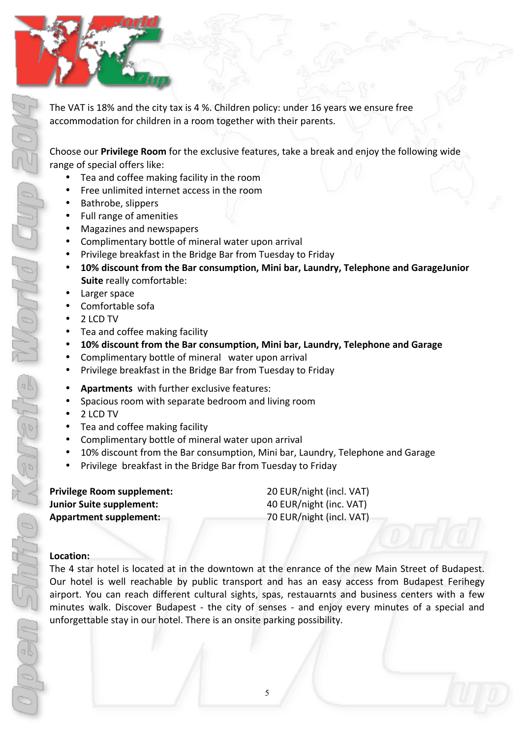The VAT is 18% and the city tax is 4 %. Children policy: under 16 years we ensure free accommodation for children in a room together with their parents.

Choose our **Privilege Room** for the exclusive features, take a break and enjoy the following wide range of special offers like:

- Tea and coffee making facility in the room
- Free unlimited internet access in the room
- Bathrobe, slippers
- Full range of amenities
- Magazines and newspapers
- Complimentary bottle of mineral water upon arrival
- Privilege breakfast in the Bridge Bar from Tuesday to Friday
- **10% discount from the Bar consumption, Mini bar, Laundry, Telephone and GarageJunior Suite** really comfortable:
- Larger space
- Comfortable sofa
- 2 LCD TV
- Tea and coffee making facility
- **10% discount from the Bar consumption, Mini bar, Laundry, Telephone and Garage**
- Complimentary bottle of mineral water upon arrival
- Privilege breakfast in the Bridge Bar from Tuesday to Friday

- **Apartments** with further exclusive features:
- Spacious room with separate bedroom and living room
- 2 LCD TV
- Tea and coffee making facility
- Complimentary bottle of mineral water upon arrival
- 10% discount from the Bar consumption, Mini bar, Laundry, Telephone and Garage
- Privilege breakfast in the Bridge Bar from Tuesday to Friday

| | |
|---|---|
| **Privilege Room supplement:** | 20 EUR/night (incl. VAT) |
| **Junior Suite supplement:** | 40 EUR/night (inc. VAT) |
| **Appartment supplement:** | 70 EUR/night (incl. VAT) |

**Location:**

The 4 star hotel is located at in the downtown at the enrance of the new Main Street of Budapest. Our hotel is well reachable by public transport and has an easy access from Budapest Ferihegy airport. You can reach different cultural sights, spas, restauarnts and business centers with a few minutes walk. Discover Budapest - the city of senses - and enjoy every minutes of a special and unforgettable stay in our hotel. There is an onsite parking possibility.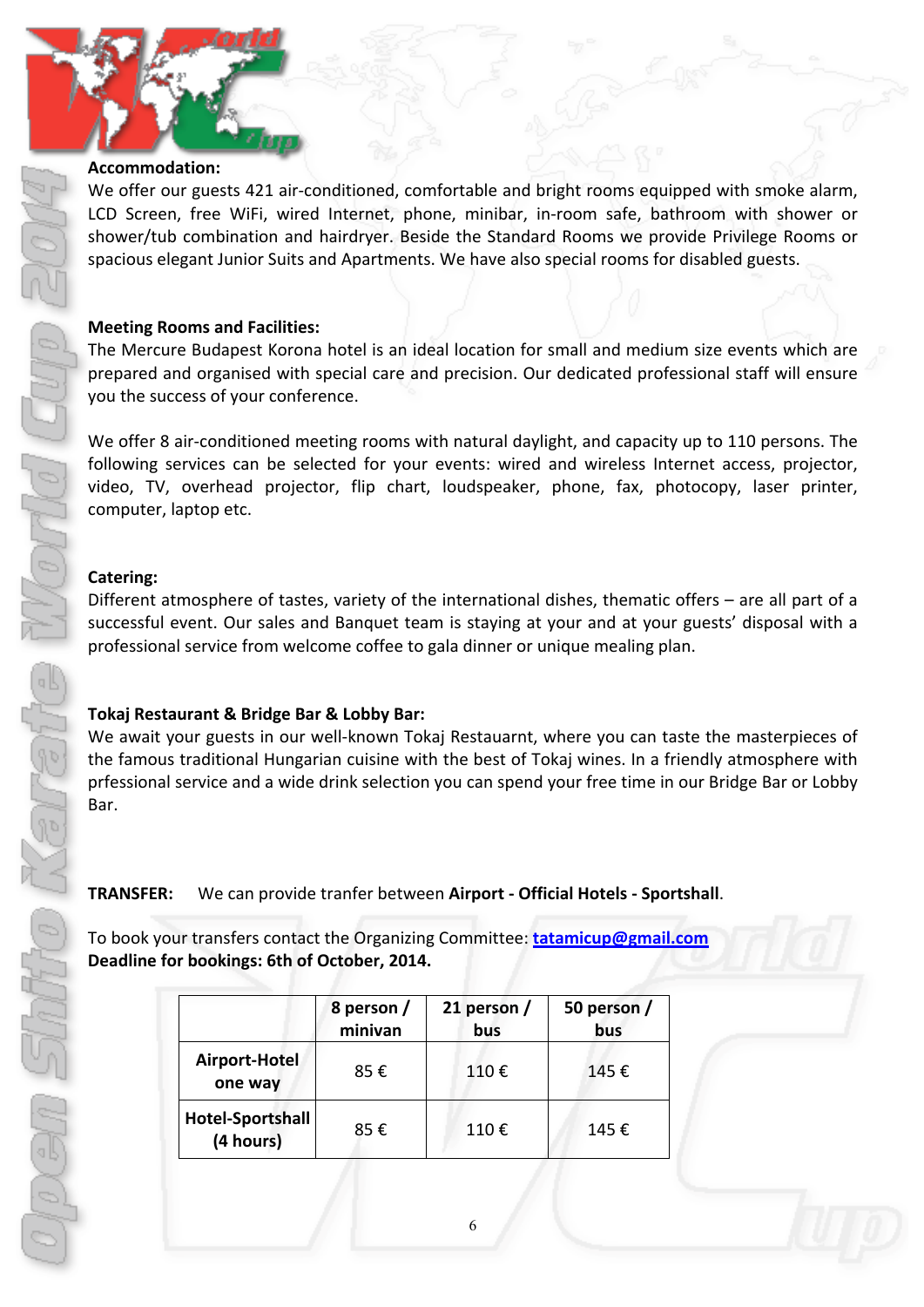**Accommodation:**

We offer our guests 421 air-conditioned, comfortable and bright rooms equipped with smoke alarm, LCD Screen, free WiFi, wired Internet, phone, minibar, in-room safe, bathroom with shower or shower/tub combination and hairdryer. Beside the Standard Rooms we provide Privilege Rooms or spacious elegant Junior Suits and Apartments. We have also special rooms for disabled guests.

**Meeting Rooms and Facilities:**

The Mercure Budapest Korona hotel is an ideal location for small and medium size events which are prepared and organised with special care and precision. Our dedicated professional staff will ensure you the success of your conference.

We offer 8 air-conditioned meeting rooms with natural daylight, and capacity up to 110 persons. The following services can be selected for your events: wired and wireless Internet access, projector, video, TV, overhead projector, flip chart, loudspeaker, phone, fax, photocopy, laser printer, computer, laptop etc.

**Catering:**

Different atmosphere of tastes, variety of the international dishes, thematic offers – are all part of a successful event. Our sales and Banquet team is staying at your and at your guests' disposal with a professional service from welcome coffee to gala dinner or unique mealing plan.

**Tokaj Restaurant & Bridge Bar & Lobby Bar:**

We await your guests in our well-known Tokaj Restauarnt, where you can taste the masterpieces of the famous traditional Hungarian cuisine with the best of Tokaj wines. In a friendly atmosphere with prfessional service and a wide drink selection you can spend your free time in our Bridge Bar or Lobby Bar.

**TRANSFER:** We can provide tranfer between **Airport - Official Hotels - Sportshall**.

To book your transfers contact the Organizing Committee: **tatamicup@gmail.com**
**Deadline for bookings: 6th of October, 2014.**

| | **8 person / minivan** | **21 person / bus** | **50 person / bus** |
|---|---|---|---|
| **Airport-Hotel one way** | 85 € | 110 € | 145 € |
| **Hotel-Sportshall (4 hours)** | 85 € | 110 € | 145 € |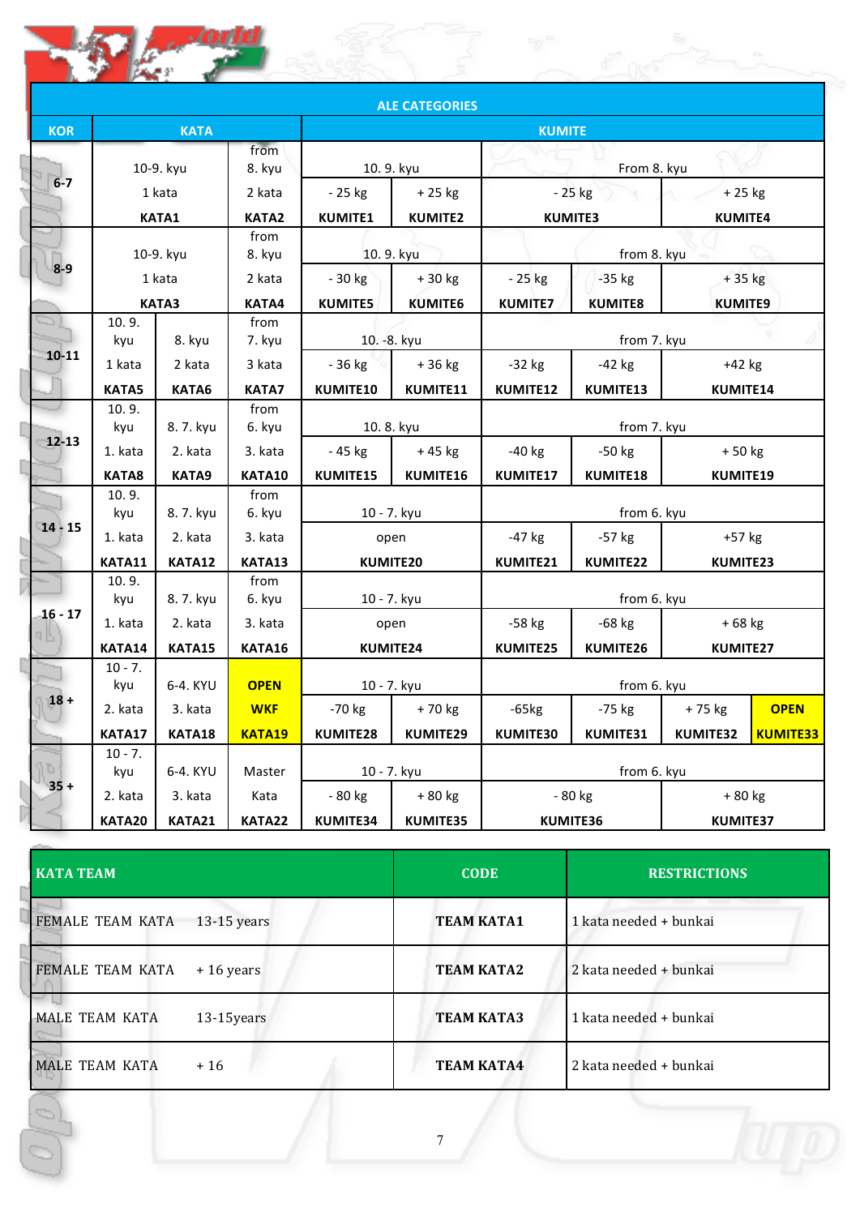| | | | | | | | | | |
|---|---|---|---|---|---|---|---|---|---|
| | **ALE CATEGORIES** | | | | | | | | |
| **KOR** | **KATA** | | | **KUMITE** | | | | | |
| **6-7** | 10-9. kyu | | from 8. kyu | 10. 9. kyu | | From 8. kyu | | | |
| | 1 kata | | 2 kata | - 25 kg | + 25 kg | - 25 kg | | + 25 kg | |
| | **KATA1** | | **KATA2** | **KUMITE1** | **KUMITE2** | **KUMITE3** | | **KUMITE4** | |
| **8-9** | 10-9. kyu | | from 8. kyu | 10. 9. kyu | | from 8. kyu | | | |
| | 1 kata | | 2 kata | - 30 kg | + 30 kg | - 25 kg | -35 kg | + 35 kg | |
| | **KATA3** | | **KATA4** | **KUMITE5** | **KUMITE6** | **KUMITE7** | **KUMITE8** | **KUMITE9** | |
| **10-11** | 10. 9. kyu | 8. kyu | from 7. kyu | 10. -8. kyu | | from 7. kyu | | | |
| | 1 kata | 2 kata | 3 kata | - 36 kg | + 36 kg | -32 kg | -42 kg | +42 kg | |
| | **KATA5** | **KATA6** | **KATA7** | **KUMITE10** | **KUMITE11** | **KUMITE12** | **KUMITE13** | **KUMITE14** | |
| **12-13** | 10. 9. kyu | 8. 7. kyu | from 6. kyu | 10. 8. kyu | | from 7. kyu | | | |
| | 1. kata | 2. kata | 3. kata | - 45 kg | + 45 kg | -40 kg | -50 kg | + 50 kg | |
| | **KATA8** | **KATA9** | **KATA10** | **KUMITE15** | **KUMITE16** | **KUMITE17** | **KUMITE18** | **KUMITE19** | |
| **14 - 15** | 10. 9. kyu | 8. 7. kyu | from 6. kyu | 10 - 7. kyu | | from 6. kyu | | | |
| | 1. kata | 2. kata | 3. kata | open | | -47 kg | -57 kg | +57 kg | |
| | **KATA11** | **KATA12** | **KATA13** | **KUMITE20** | | **KUMITE21** | **KUMITE22** | **KUMITE23** | |
| **16 - 17** | 10. 9. kyu | 8. 7. kyu | from 6. kyu | 10 - 7. kyu | | from 6. kyu | | | |
| | 1. kata | 2. kata | 3. kata | open | | -58 kg | -68 kg | + 68 kg | |
| | **KATA14** | **KATA15** | **KATA16** | **KUMITE24** | | **KUMITE25** | **KUMITE26** | **KUMITE27** | |
| **18 +** | 10 - 7. kyu | 6-4. KYU | **OPEN** | 10 - 7. kyu | | from 6. kyu | | | |
| | 2. kata | 3. kata | **WKF** | -70 kg | + 70 kg | -65kg | -75 kg | + 75 kg | **OPEN** |
| | **KATA17** | **KATA18** | **KATA19** | **KUMITE28** | **KUMITE29** | **KUMITE30** | **KUMITE31** | **KUMITE32** | **KUMITE33** |
| **35 +** | 10 - 7. kyu | 6-4. KYU | Master | 10 - 7. kyu | | from 6. kyu | | | |
| | 2. kata | 3. kata | Kata | - 80 kg | + 80 kg | - 80 kg | | + 80 kg | |
| | **KATA20** | **KATA21** | **KATA22** | **KUMITE34** | **KUMITE35** | **KUMITE36** | | **KUMITE37** | |

| KATA TEAM | | CODE | RESTRICTIONS |
|---|---|---|---|
| FEMALE TEAM KATA | 13-15 years | **TEAM KATA1** | 1 kata needed + bunkai |
| FEMALE TEAM KATA | + 16 years | **TEAM KATA2** | 2 kata needed + bunkai |
| MALE TEAM KATA | 13-15years | **TEAM KATA3** | 1 kata needed + bunkai |
| MALE TEAM KATA | + 16 | **TEAM KATA4** | 2 kata needed + bunkai |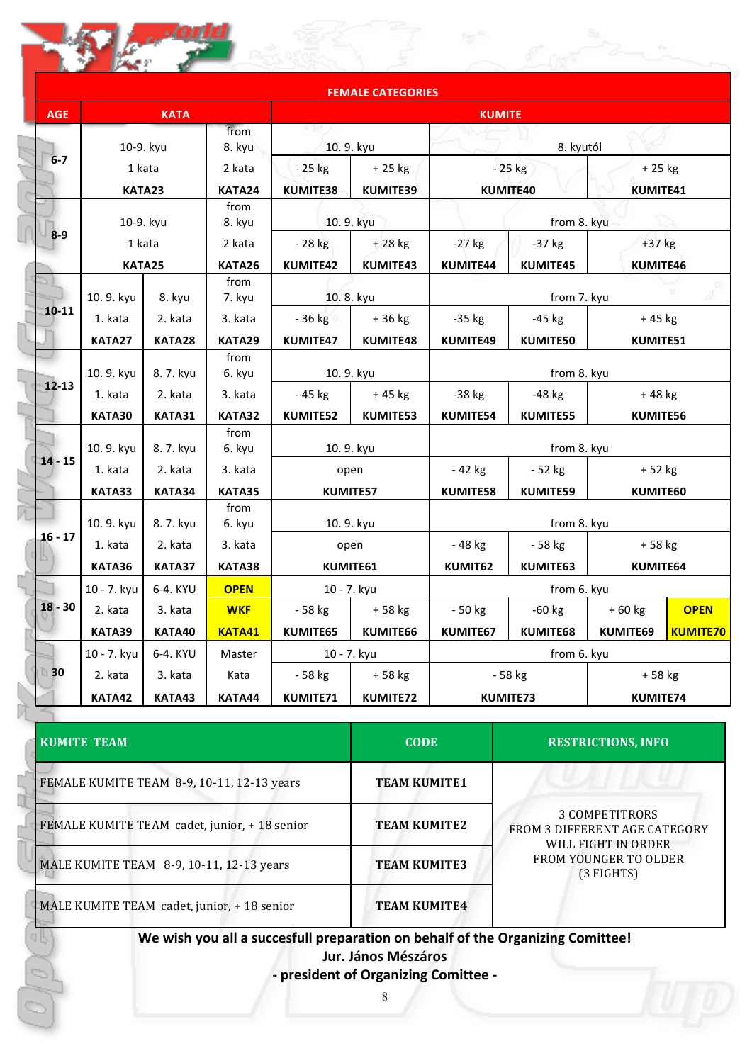## FEMALE CATEGORIES

| AGE | KATA | | | KUMITE | | | | | |
|---|---|---|---|---|---|---|---|---|---|
| 6-7 | 10-9. kyu<br>1 kata<br>**KATA23** | | from 8. kyu<br>2 kata<br>**KATA24** | 10. 9. kyu<br>- 25 kg<br>**KUMITE38** | 10. 9. kyu<br>+ 25 kg<br>**KUMITE39** | 8. kyutól<br>- 25 kg<br>**KUMITE40** | | 8. kyutól<br>+ 25 kg<br>**KUMITE41** | |
| 8-9 | 10-9. kyu<br>1 kata<br>**KATA25** | | from 8. kyu<br>2 kata<br>**KATA26** | 10. 9. kyu<br>- 28 kg<br>**KUMITE42** | 10. 9. kyu<br>+ 28 kg<br>**KUMITE43** | from 8. kyu<br>-27 kg<br>**KUMITE44** | from 8. kyu<br>-37 kg<br>**KUMITE45** | from 8. kyu<br>+37 kg<br>**KUMITE46** | |
| 10-11 | 10. 9. kyu<br>1. kata<br>**KATA27** | 8. kyu<br>2. kata<br>**KATA28** | from 7. kyu<br>3. kata<br>**KATA29** | 10. 8. kyu<br>- 36 kg<br>**KUMITE47** | 10. 8. kyu<br>+ 36 kg<br>**KUMITE48** | from 7. kyu<br>-35 kg<br>**KUMITE49** | from 7. kyu<br>-45 kg<br>**KUMITE50** | from 7. kyu<br>+ 45 kg<br>**KUMITE51** | |
| 12-13 | 10. 9. kyu<br>1. kata<br>**KATA30** | 8. 7. kyu<br>2. kata<br>**KATA31** | from 6. kyu<br>3. kata<br>**KATA32** | 10. 9. kyu<br>- 45 kg<br>**KUMITE52** | 10. 9. kyu<br>+ 45 kg<br>**KUMITE53** | from 8. kyu<br>-38 kg<br>**KUMITE54** | from 8. kyu<br>-48 kg<br>**KUMITE55** | from 8. kyu<br>+ 48 kg<br>**KUMITE56** | |
| 14 - 15 | 10. 9. kyu<br>1. kata<br>**KATA33** | 8. 7. kyu<br>2. kata<br>**KATA34** | from 6. kyu<br>3. kata<br>**KATA35** | 10. 9. kyu<br>open<br>**KUMITE57** | | from 8. kyu<br>- 42 kg<br>**KUMITE58** | from 8. kyu<br>- 52 kg<br>**KUMITE59** | from 8. kyu<br>+ 52 kg<br>**KUMITE60** | |
| 16 - 17 | 10. 9. kyu<br>1. kata<br>**KATA36** | 8. 7. kyu<br>2. kata<br>**KATA37** | from 6. kyu<br>3. kata<br>**KATA38** | 10. 9. kyu<br>open<br>**KUMITE61** | | from 8. kyu<br>- 48 kg<br>**KUMIT62** | from 8. kyu<br>- 58 kg<br>**KUMITE63** | from 8. kyu<br>+ 58 kg<br>**KUMITE64** | |
| 18 - 30 | 10 - 7. kyu<br>2. kata<br>**KATA39** | 6-4. KYU<br>3. kata<br>**KATA40** | **OPEN**<br>**WKF**<br>**KATA41** | 10 - 7. kyu<br>- 58 kg<br>**KUMITE65** | 10 - 7. kyu<br>+ 58 kg<br>**KUMITE66** | from 6. kyu<br>- 50 kg<br>**KUMITE67** | from 6. kyu<br>-60 kg<br>**KUMITE68** | from 6. kyu<br>+ 60 kg<br>**KUMITE69** | **OPEN**<br>**KUMITE70** |
| 30 | 10 - 7. kyu<br>2. kata<br>**KATA42** | 6-4. KYU<br>3. kata<br>**KATA43** | Master<br>Kata<br>**KATA44** | 10 - 7. kyu<br>- 58 kg<br>**KUMITE71** | 10 - 7. kyu<br>+ 58 kg<br>**KUMITE72** | from 6. kyu<br>- 58 kg<br>**KUMITE73** | | from 6. kyu<br>+ 58 kg<br>**KUMITE74** | |

| KUMITE TEAM | CODE | RESTRICTIONS, INFO |
|---|---|---|
| FEMALE KUMITE TEAM 8-9, 10-11, 12-13 years | **TEAM KUMITE1** | 3 COMPETITRORS FROM 3 DIFFERENT AGE CATEGORY WILL FIGHT IN ORDER FROM YOUNGER TO OLDER (3 FIGHTS) |
| FEMALE KUMITE TEAM cadet, junior, + 18 senior | **TEAM KUMITE2** | |
| MALE KUMITE TEAM 8-9, 10-11, 12-13 years | **TEAM KUMITE3** | |
| MALE KUMITE TEAM cadet, junior, + 18 senior | **TEAM KUMITE4** | |

**We wish you all a succesfull preparation on behalf of the Organizing Comittee!**

**Jur. János Mészáros**

**- president of Organizing Comittee -**